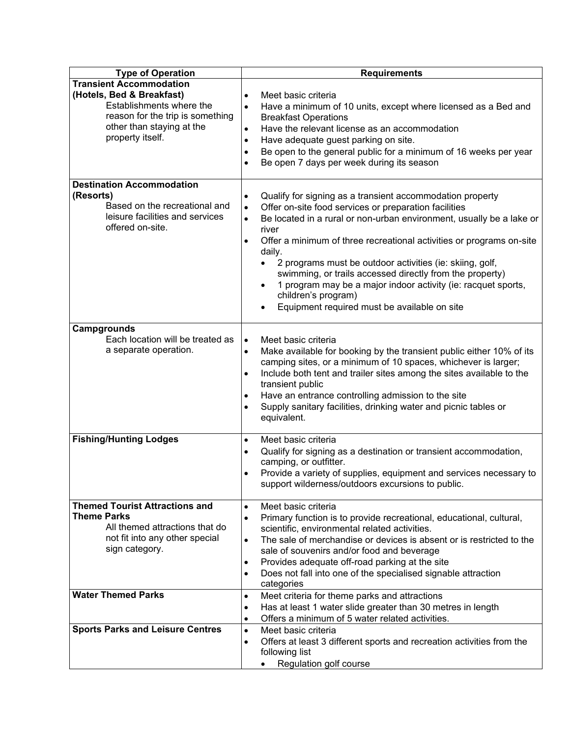| Type of Operation | Requirements |
|---|---|
| **Transient Accommodation (Hotels, Bed & Breakfast)**<br>Establishments where the reason for the trip is something other than staying at the property itself. | • Meet basic criteria<br>• Have a minimum of 10 units, except where licensed as a Bed and Breakfast Operations<br>• Have the relevant license as an accommodation<br>• Have adequate guest parking on site.<br>• Be open to the general public for a minimum of 16 weeks per year<br>• Be open 7 days per week during its season |
| **Destination Accommodation (Resorts)**<br>Based on the recreational and leisure facilities and services offered on-site. | • Qualify for signing as a transient accommodation property<br>• Offer on-site food services or preparation facilities<br>• Be located in a rural or non-urban environment, usually be a lake or river<br>• Offer a minimum of three recreational activities or programs on-site daily.<br>&nbsp;&nbsp;• 2 programs must be outdoor activities (ie: skiing, golf, swimming, or trails accessed directly from the property)<br>&nbsp;&nbsp;• 1 program may be a major indoor activity (ie: racquet sports, children's program)<br>&nbsp;&nbsp;• Equipment required must be available on site |
| **Campgrounds**<br>Each location will be treated as a separate operation. | • Meet basic criteria<br>• Make available for booking by the transient public either 10% of its camping sites, or a minimum of 10 spaces, whichever is larger;<br>• Include both tent and trailer sites among the sites available to the transient public<br>• Have an entrance controlling admission to the site<br>• Supply sanitary facilities, drinking water and picnic tables or equivalent. |
| **Fishing/Hunting Lodges** | • Meet basic criteria<br>• Qualify for signing as a destination or transient accommodation, camping, or outfitter.<br>• Provide a variety of supplies, equipment and services necessary to support wilderness/outdoors excursions to public. |
| **Themed Tourist Attractions and Theme Parks**<br>All themed attractions that do not fit into any other special sign category. | • Meet basic criteria<br>• Primary function is to provide recreational, educational, cultural, scientific, environmental related activities.<br>• The sale of merchandise or devices is absent or is restricted to the sale of souvenirs and/or food and beverage<br>• Provides adequate off-road parking at the site<br>• Does not fall into one of the specialised signable attraction categories |
| **Water Themed Parks** | • Meet criteria for theme parks and attractions<br>• Has at least 1 water slide greater than 30 metres in length<br>• Offers a minimum of 5 water related activities. |
| **Sports Parks and Leisure Centres** | • Meet basic criteria<br>• Offers at least 3 different sports and recreation activities from the following list<br>&nbsp;&nbsp;• Regulation golf course |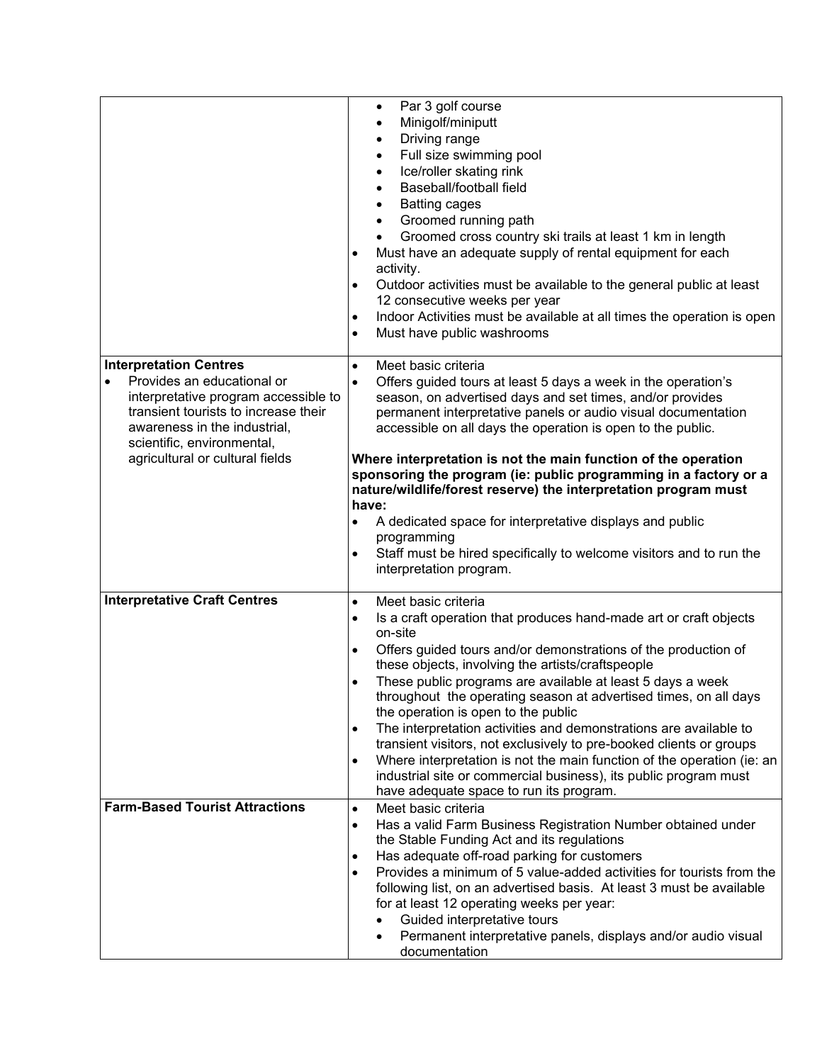| | |
|---|---|
| | • Par 3 golf course<br>• Minigolf/miniputt<br>• Driving range<br>• Full size swimming pool<br>• Ice/roller skating rink<br>• Baseball/football field<br>• Batting cages<br>• Groomed running path<br>• Groomed cross country ski trails at least 1 km in length<br>• Must have an adequate supply of rental equipment for each activity.<br>• Outdoor activities must be available to the general public at least 12 consecutive weeks per year<br>• Indoor Activities must be available at all times the operation is open<br>• Must have public washrooms |
| **Interpretation Centres**<br>• Provides an educational or interpretative program accessible to transient tourists to increase their awareness in the industrial, scientific, environmental, agricultural or cultural fields | • Meet basic criteria<br>• Offers guided tours at least 5 days a week in the operation's season, on advertised days and set times, and/or provides permanent interpretative panels or audio visual documentation accessible on all days the operation is open to the public.<br><br>**Where interpretation is not the main function of the operation sponsoring the program (ie: public programming in a factory or a nature/wildlife/forest reserve) the interpretation program must have:**<br>• A dedicated space for interpretative displays and public programming<br>• Staff must be hired specifically to welcome visitors and to run the interpretation program. |
| **Interpretative Craft Centres** | • Meet basic criteria<br>• Is a craft operation that produces hand-made art or craft objects on-site<br>• Offers guided tours and/or demonstrations of the production of these objects, involving the artists/craftspeople<br>• These public programs are available at least 5 days a week throughout the operating season at advertised times, on all days the operation is open to the public<br>• The interpretation activities and demonstrations are available to transient visitors, not exclusively to pre-booked clients or groups<br>• Where interpretation is not the main function of the operation (ie: an industrial site or commercial business), its public program must have adequate space to run its program. |
| **Farm-Based Tourist Attractions** | • Meet basic criteria<br>• Has a valid Farm Business Registration Number obtained under the Stable Funding Act and its regulations<br>• Has adequate off-road parking for customers<br>• Provides a minimum of 5 value-added activities for tourists from the following list, on an advertised basis. At least 3 must be available for at least 12 operating weeks per year:<br>• Guided interpretative tours<br>• Permanent interpretative panels, displays and/or audio visual documentation |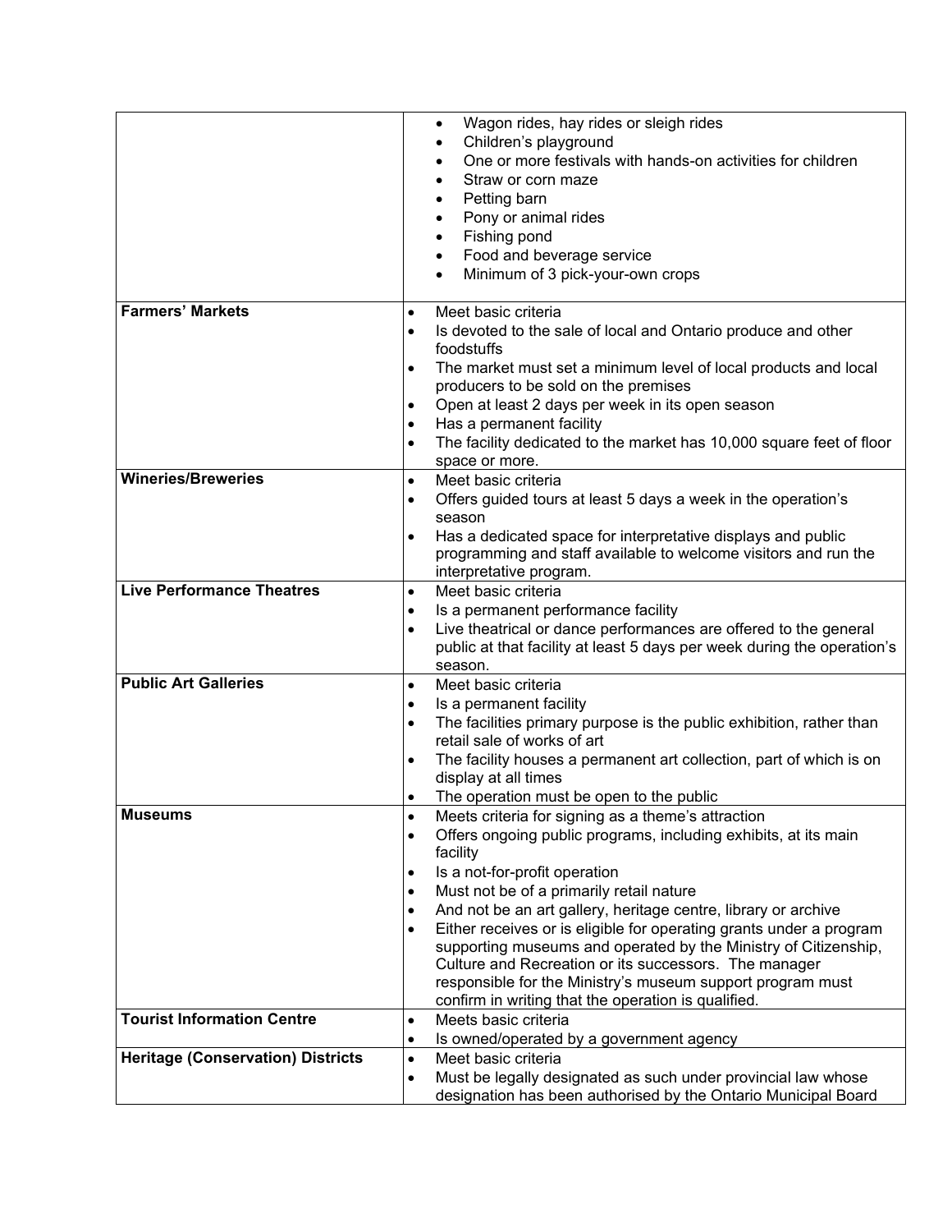| | |
|---|---|
| | • Wagon rides, hay rides or sleigh rides<br>• Children's playground<br>• One or more festivals with hands-on activities for children<br>• Straw or corn maze<br>• Petting barn<br>• Pony or animal rides<br>• Fishing pond<br>• Food and beverage service<br>• Minimum of 3 pick-your-own crops |
| **Farmers' Markets** | • Meet basic criteria<br>• Is devoted to the sale of local and Ontario produce and other foodstuffs<br>• The market must set a minimum level of local products and local producers to be sold on the premises<br>• Open at least 2 days per week in its open season<br>• Has a permanent facility<br>• The facility dedicated to the market has 10,000 square feet of floor space or more. |
| **Wineries/Breweries** | • Meet basic criteria<br>• Offers guided tours at least 5 days a week in the operation's season<br>• Has a dedicated space for interpretative displays and public programming and staff available to welcome visitors and run the interpretative program. |
| **Live Performance Theatres** | • Meet basic criteria<br>• Is a permanent performance facility<br>• Live theatrical or dance performances are offered to the general public at that facility at least 5 days per week during the operation's season. |
| **Public Art Galleries** | • Meet basic criteria<br>• Is a permanent facility<br>• The facilities primary purpose is the public exhibition, rather than retail sale of works of art<br>• The facility houses a permanent art collection, part of which is on display at all times<br>• The operation must be open to the public |
| **Museums** | • Meets criteria for signing as a theme's attraction<br>• Offers ongoing public programs, including exhibits, at its main facility<br>• Is a not-for-profit operation<br>• Must not be of a primarily retail nature<br>• And not be an art gallery, heritage centre, library or archive<br>• Either receives or is eligible for operating grants under a program supporting museums and operated by the Ministry of Citizenship, Culture and Recreation or its successors. The manager responsible for the Ministry's museum support program must confirm in writing that the operation is qualified. |
| **Tourist Information Centre** | • Meets basic criteria<br>• Is owned/operated by a government agency |
| **Heritage (Conservation) Districts** | • Meet basic criteria<br>• Must be legally designated as such under provincial law whose designation has been authorised by the Ontario Municipal Board |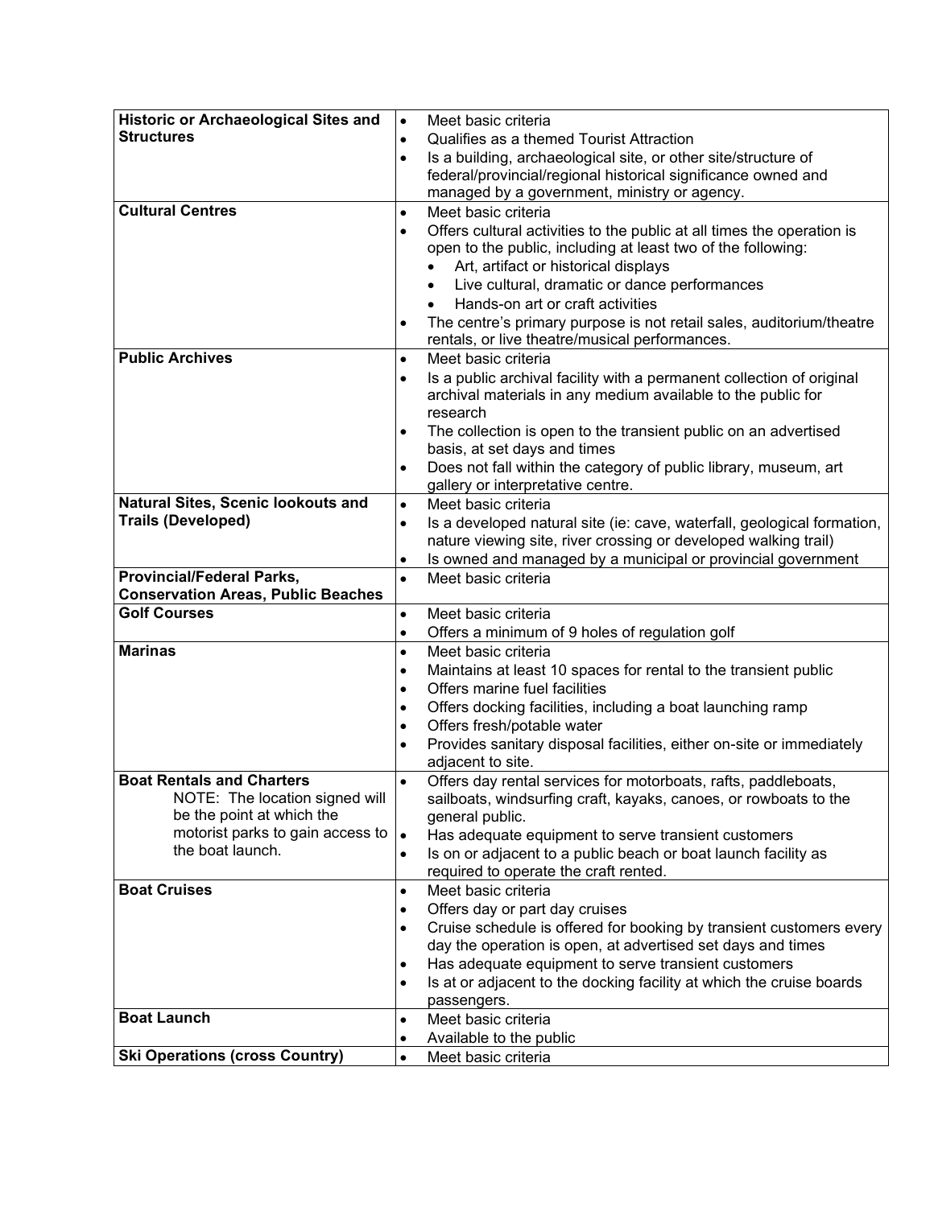| | |
|---|---|
| **Historic or Archaeological Sites and Structures** | • Meet basic criteria<br>• Qualifies as a themed Tourist Attraction<br>• Is a building, archaeological site, or other site/structure of federal/provincial/regional historical significance owned and managed by a government, ministry or agency. |
| **Cultural Centres** | • Meet basic criteria<br>• Offers cultural activities to the public at all times the operation is open to the public, including at least two of the following:<br>&nbsp;&nbsp;&nbsp;&nbsp;• Art, artifact or historical displays<br>&nbsp;&nbsp;&nbsp;&nbsp;• Live cultural, dramatic or dance performances<br>&nbsp;&nbsp;&nbsp;&nbsp;• Hands-on art or craft activities<br>• The centre's primary purpose is not retail sales, auditorium/theatre rentals, or live theatre/musical performances. |
| **Public Archives** | • Meet basic criteria<br>• Is a public archival facility with a permanent collection of original archival materials in any medium available to the public for research<br>• The collection is open to the transient public on an advertised basis, at set days and times<br>• Does not fall within the category of public library, museum, art gallery or interpretative centre. |
| **Natural Sites, Scenic lookouts and Trails (Developed)** | • Meet basic criteria<br>• Is a developed natural site (ie: cave, waterfall, geological formation, nature viewing site, river crossing or developed walking trail)<br>• Is owned and managed by a municipal or provincial government |
| **Provincial/Federal Parks, Conservation Areas, Public Beaches** | • Meet basic criteria |
| **Golf Courses** | • Meet basic criteria<br>• Offers a minimum of 9 holes of regulation golf |
| **Marinas** | • Meet basic criteria<br>• Maintains at least 10 spaces for rental to the transient public<br>• Offers marine fuel facilities<br>• Offers docking facilities, including a boat launching ramp<br>• Offers fresh/potable water<br>• Provides sanitary disposal facilities, either on-site or immediately adjacent to site. |
| **Boat Rentals and Charters**<br>NOTE: The location signed will be the point at which the motorist parks to gain access to the boat launch. | • Offers day rental services for motorboats, rafts, paddleboats, sailboats, windsurfing craft, kayaks, canoes, or rowboats to the general public.<br>• Has adequate equipment to serve transient customers<br>• Is on or adjacent to a public beach or boat launch facility as required to operate the craft rented. |
| **Boat Cruises** | • Meet basic criteria<br>• Offers day or part day cruises<br>• Cruise schedule is offered for booking by transient customers every day the operation is open, at advertised set days and times<br>• Has adequate equipment to serve transient customers<br>• Is at or adjacent to the docking facility at which the cruise boards passengers. |
| **Boat Launch** | • Meet basic criteria<br>• Available to the public |
| **Ski Operations (cross Country)** | • Meet basic criteria |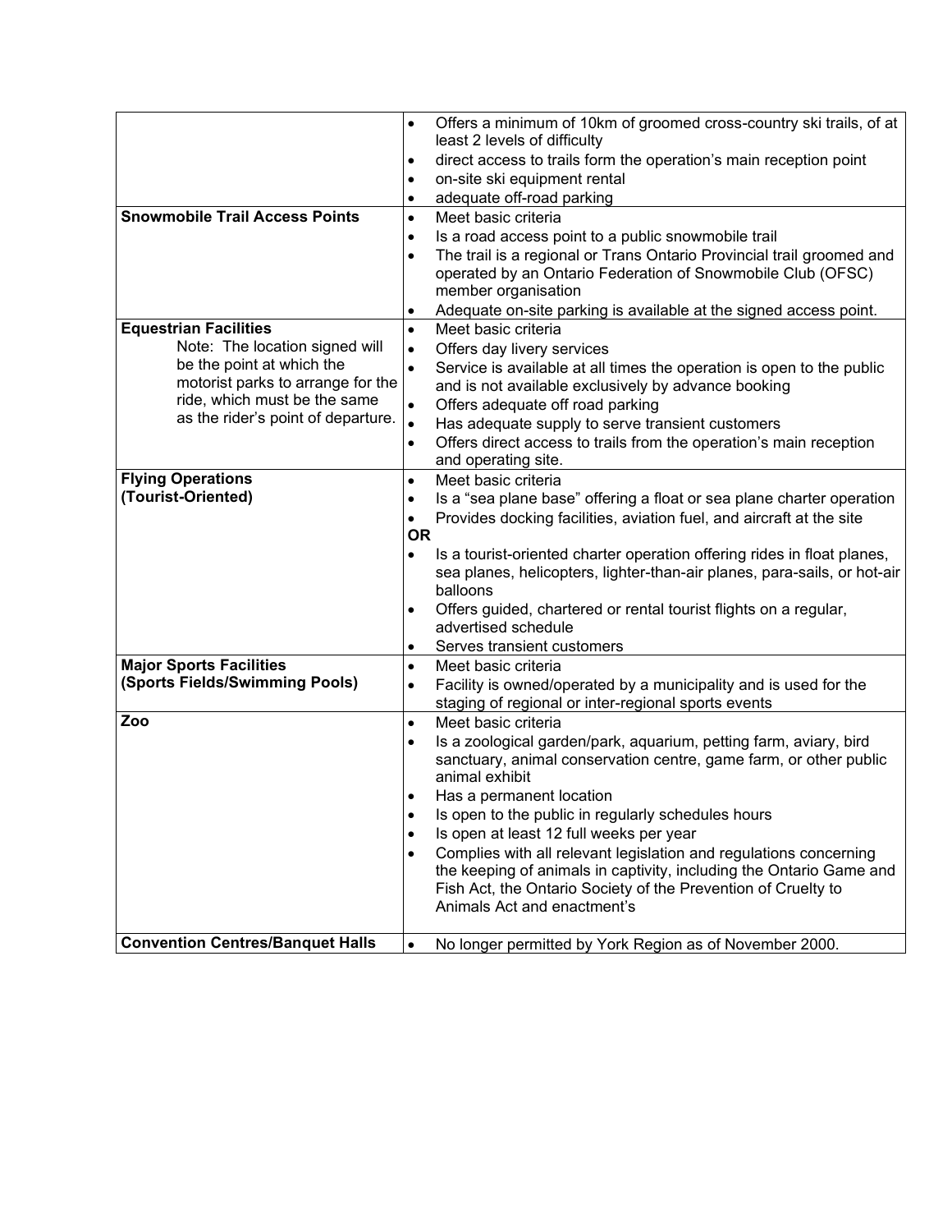| | |
|---|---|
| | • Offers a minimum of 10km of groomed cross-country ski trails, of at least 2 levels of difficulty<br>• direct access to trails form the operation's main reception point<br>• on-site ski equipment rental<br>• adequate off-road parking |
| **Snowmobile Trail Access Points** | • Meet basic criteria<br>• Is a road access point to a public snowmobile trail<br>• The trail is a regional or Trans Ontario Provincial trail groomed and operated by an Ontario Federation of Snowmobile Club (OFSC) member organisation<br>• Adequate on-site parking is available at the signed access point. |
| **Equestrian Facilities**<br>Note: The location signed will be the point at which the motorist parks to arrange for the ride, which must be the same as the rider's point of departure. | • Meet basic criteria<br>• Offers day livery services<br>• Service is available at all times the operation is open to the public and is not available exclusively by advance booking<br>• Offers adequate off road parking<br>• Has adequate supply to serve transient customers<br>• Offers direct access to trails from the operation's main reception and operating site. |
| **Flying Operations (Tourist-Oriented)** | • Meet basic criteria<br>• Is a "sea plane base" offering a float or sea plane charter operation<br>• Provides docking facilities, aviation fuel, and aircraft at the site<br>**OR**<br>• Is a tourist-oriented charter operation offering rides in float planes, sea planes, helicopters, lighter-than-air planes, para-sails, or hot-air balloons<br>• Offers guided, chartered or rental tourist flights on a regular, advertised schedule<br>• Serves transient customers |
| **Major Sports Facilities (Sports Fields/Swimming Pools)** | • Meet basic criteria<br>• Facility is owned/operated by a municipality and is used for the staging of regional or inter-regional sports events |
| **Zoo** | • Meet basic criteria<br>• Is a zoological garden/park, aquarium, petting farm, aviary, bird sanctuary, animal conservation centre, game farm, or other public animal exhibit<br>• Has a permanent location<br>• Is open to the public in regularly schedules hours<br>• Is open at least 12 full weeks per year<br>• Complies with all relevant legislation and regulations concerning the keeping of animals in captivity, including the Ontario Game and Fish Act, the Ontario Society of the Prevention of Cruelty to Animals Act and enactment's |
| **Convention Centres/Banquet Halls** | • No longer permitted by York Region as of November 2000. |